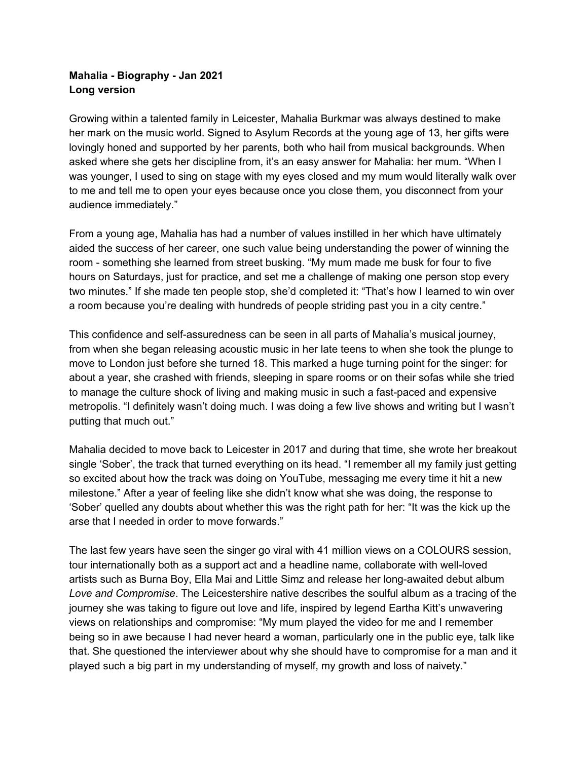**Mahalia - Biography - Jan 2021**
**Long version**

Growing within a talented family in Leicester, Mahalia Burkmar was always destined to make her mark on the music world. Signed to Asylum Records at the young age of 13, her gifts were lovingly honed and supported by her parents, both who hail from musical backgrounds. When asked where she gets her discipline from, it's an easy answer for Mahalia: her mum. "When I was younger, I used to sing on stage with my eyes closed and my mum would literally walk over to me and tell me to open your eyes because once you close them, you disconnect from your audience immediately."

From a young age, Mahalia has had a number of values instilled in her which have ultimately aided the success of her career, one such value being understanding the power of winning the room - something she learned from street busking. "My mum made me busk for four to five hours on Saturdays, just for practice, and set me a challenge of making one person stop every two minutes." If she made ten people stop, she'd completed it: "That's how I learned to win over a room because you're dealing with hundreds of people striding past you in a city centre."

This confidence and self-assuredness can be seen in all parts of Mahalia's musical journey, from when she began releasing acoustic music in her late teens to when she took the plunge to move to London just before she turned 18. This marked a huge turning point for the singer: for about a year, she crashed with friends, sleeping in spare rooms or on their sofas while she tried to manage the culture shock of living and making music in such a fast-paced and expensive metropolis. "I definitely wasn't doing much. I was doing a few live shows and writing but I wasn't putting that much out."

Mahalia decided to move back to Leicester in 2017 and during that time, she wrote her breakout single 'Sober', the track that turned everything on its head. "I remember all my family just getting so excited about how the track was doing on YouTube, messaging me every time it hit a new milestone." After a year of feeling like she didn't know what she was doing, the response to 'Sober' quelled any doubts about whether this was the right path for her: "It was the kick up the arse that I needed in order to move forwards."

The last few years have seen the singer go viral with 41 million views on a COLOURS session, tour internationally both as a support act and a headline name, collaborate with well-loved artists such as Burna Boy, Ella Mai and Little Simz and release her long-awaited debut album *Love and Compromise*. The Leicestershire native describes the soulful album as a tracing of the journey she was taking to figure out love and life, inspired by legend Eartha Kitt's unwavering views on relationships and compromise: "My mum played the video for me and I remember being so in awe because I had never heard a woman, particularly one in the public eye, talk like that. She questioned the interviewer about why she should have to compromise for a man and it played such a big part in my understanding of myself, my growth and loss of naivety."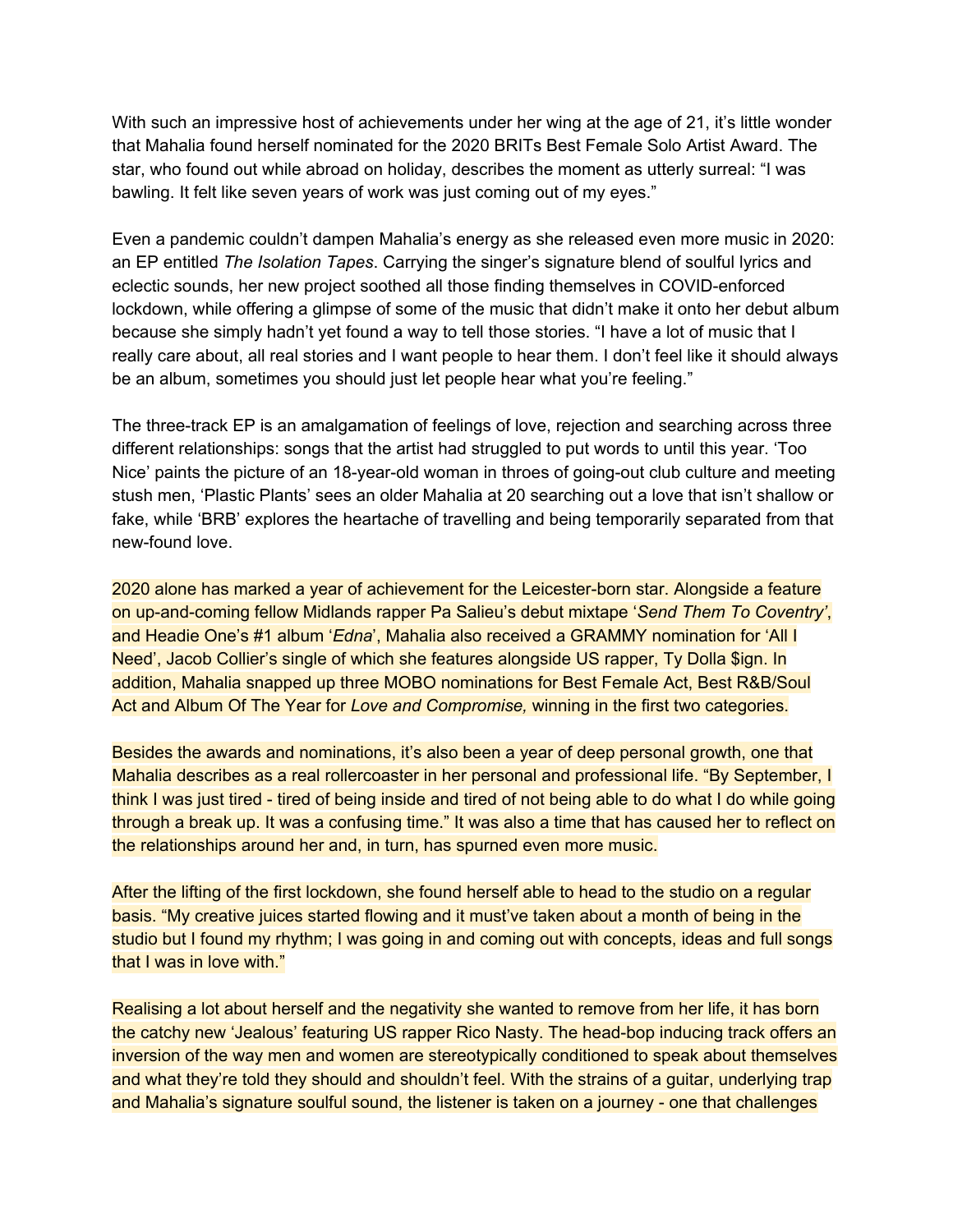With such an impressive host of achievements under her wing at the age of 21, it's little wonder that Mahalia found herself nominated for the 2020 BRITs Best Female Solo Artist Award. The star, who found out while abroad on holiday, describes the moment as utterly surreal: "I was bawling. It felt like seven years of work was just coming out of my eyes."

Even a pandemic couldn't dampen Mahalia's energy as she released even more music in 2020: an EP entitled *The Isolation Tapes*. Carrying the singer's signature blend of soulful lyrics and eclectic sounds, her new project soothed all those finding themselves in COVID-enforced lockdown, while offering a glimpse of some of the music that didn't make it onto her debut album because she simply hadn't yet found a way to tell those stories. "I have a lot of music that I really care about, all real stories and I want people to hear them. I don't feel like it should always be an album, sometimes you should just let people hear what you're feeling."

The three-track EP is an amalgamation of feelings of love, rejection and searching across three different relationships: songs that the artist had struggled to put words to until this year. 'Too Nice' paints the picture of an 18-year-old woman in throes of going-out club culture and meeting stush men, 'Plastic Plants' sees an older Mahalia at 20 searching out a love that isn't shallow or fake, while 'BRB' explores the heartache of travelling and being temporarily separated from that new-found love.

2020 alone has marked a year of achievement for the Leicester-born star. Alongside a feature on up-and-coming fellow Midlands rapper Pa Salieu's debut mixtape '*Send Them To Coventry'*, and Headie One's #1 album '*Edna*', Mahalia also received a GRAMMY nomination for 'All I Need', Jacob Collier's single of which she features alongside US rapper, Ty Dolla $ign. In addition, Mahalia snapped up three MOBO nominations for Best Female Act, Best R&B/Soul Act and Album Of The Year for *Love and Compromise,* winning in the first two categories.

Besides the awards and nominations, it's also been a year of deep personal growth, one that Mahalia describes as a real rollercoaster in her personal and professional life. "By September, I think I was just tired - tired of being inside and tired of not being able to do what I do while going through a break up. It was a confusing time." It was also a time that has caused her to reflect on the relationships around her and, in turn, has spurned even more music.

After the lifting of the first lockdown, she found herself able to head to the studio on a regular basis. "My creative juices started flowing and it must've taken about a month of being in the studio but I found my rhythm; I was going in and coming out with concepts, ideas and full songs that I was in love with."

Realising a lot about herself and the negativity she wanted to remove from her life, it has born the catchy new 'Jealous' featuring US rapper Rico Nasty. The head-bop inducing track offers an inversion of the way men and women are stereotypically conditioned to speak about themselves and what they're told they should and shouldn't feel. With the strains of a guitar, underlying trap and Mahalia's signature soulful sound, the listener is taken on a journey - one that challenges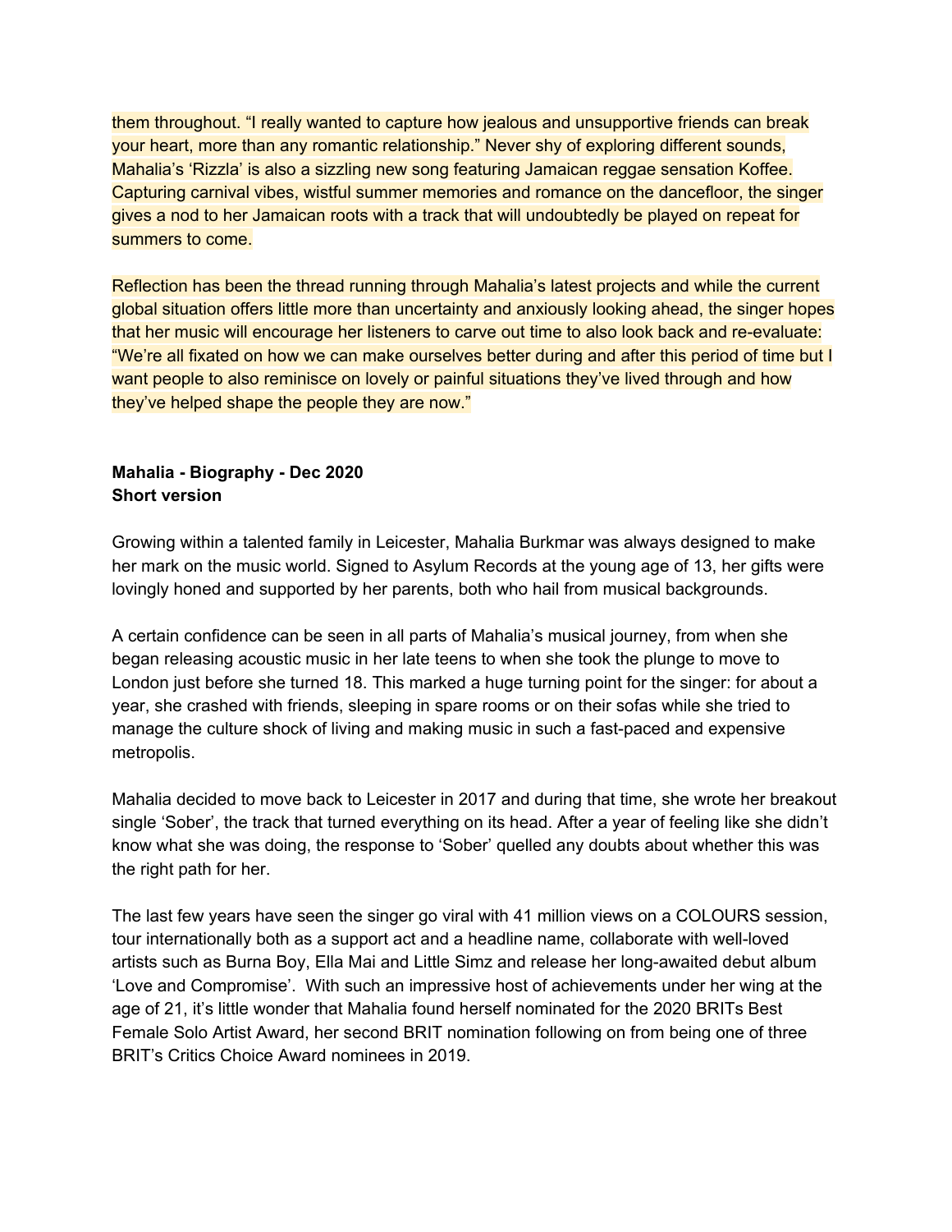them throughout. “I really wanted to capture how jealous and unsupportive friends can break your heart, more than any romantic relationship.” Never shy of exploring different sounds, Mahalia’s ‘Rizzla’ is also a sizzling new song featuring Jamaican reggae sensation Koffee. Capturing carnival vibes, wistful summer memories and romance on the dancefloor, the singer gives a nod to her Jamaican roots with a track that will undoubtedly be played on repeat for summers to come.

Reflection has been the thread running through Mahalia’s latest projects and while the current global situation offers little more than uncertainty and anxiously looking ahead, the singer hopes that her music will encourage her listeners to carve out time to also look back and re-evaluate: “We’re all fixated on how we can make ourselves better during and after this period of time but I want people to also reminisce on lovely or painful situations they’ve lived through and how they’ve helped shape the people they are now.”

**Mahalia - Biography - Dec 2020**
**Short version**

Growing within a talented family in Leicester, Mahalia Burkmar was always designed to make her mark on the music world. Signed to Asylum Records at the young age of 13, her gifts were lovingly honed and supported by her parents, both who hail from musical backgrounds.

A certain confidence can be seen in all parts of Mahalia’s musical journey, from when she began releasing acoustic music in her late teens to when she took the plunge to move to London just before she turned 18. This marked a huge turning point for the singer: for about a year, she crashed with friends, sleeping in spare rooms or on their sofas while she tried to manage the culture shock of living and making music in such a fast-paced and expensive metropolis.

Mahalia decided to move back to Leicester in 2017 and during that time, she wrote her breakout single ‘Sober’, the track that turned everything on its head. After a year of feeling like she didn’t know what she was doing, the response to ‘Sober’ quelled any doubts about whether this was the right path for her.

The last few years have seen the singer go viral with 41 million views on a COLOURS session, tour internationally both as a support act and a headline name, collaborate with well-loved artists such as Burna Boy, Ella Mai and Little Simz and release her long-awaited debut album ‘Love and Compromise’. With such an impressive host of achievements under her wing at the age of 21, it’s little wonder that Mahalia found herself nominated for the 2020 BRITs Best Female Solo Artist Award, her second BRIT nomination following on from being one of three BRIT’s Critics Choice Award nominees in 2019.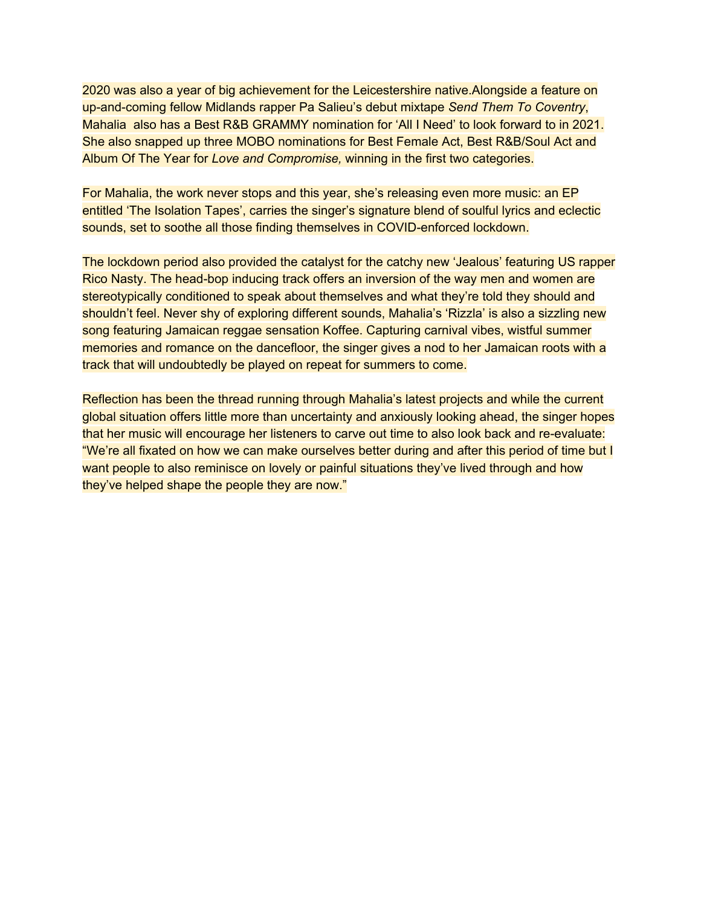2020 was also a year of big achievement for the Leicestershire native.Alongside a feature on up-and-coming fellow Midlands rapper Pa Salieu's debut mixtape *Send Them To Coventry*, Mahalia also has a Best R&B GRAMMY nomination for 'All I Need' to look forward to in 2021. She also snapped up three MOBO nominations for Best Female Act, Best R&B/Soul Act and Album Of The Year for *Love and Compromise,* winning in the first two categories.

For Mahalia, the work never stops and this year, she's releasing even more music: an EP entitled 'The Isolation Tapes', carries the singer's signature blend of soulful lyrics and eclectic sounds, set to soothe all those finding themselves in COVID-enforced lockdown.

The lockdown period also provided the catalyst for the catchy new 'Jealous' featuring US rapper Rico Nasty. The head-bop inducing track offers an inversion of the way men and women are stereotypically conditioned to speak about themselves and what they're told they should and shouldn't feel. Never shy of exploring different sounds, Mahalia's 'Rizzla' is also a sizzling new song featuring Jamaican reggae sensation Koffee. Capturing carnival vibes, wistful summer memories and romance on the dancefloor, the singer gives a nod to her Jamaican roots with a track that will undoubtedly be played on repeat for summers to come.

Reflection has been the thread running through Mahalia's latest projects and while the current global situation offers little more than uncertainty and anxiously looking ahead, the singer hopes that her music will encourage her listeners to carve out time to also look back and re-evaluate: "We're all fixated on how we can make ourselves better during and after this period of time but I want people to also reminisce on lovely or painful situations they've lived through and how they've helped shape the people they are now."